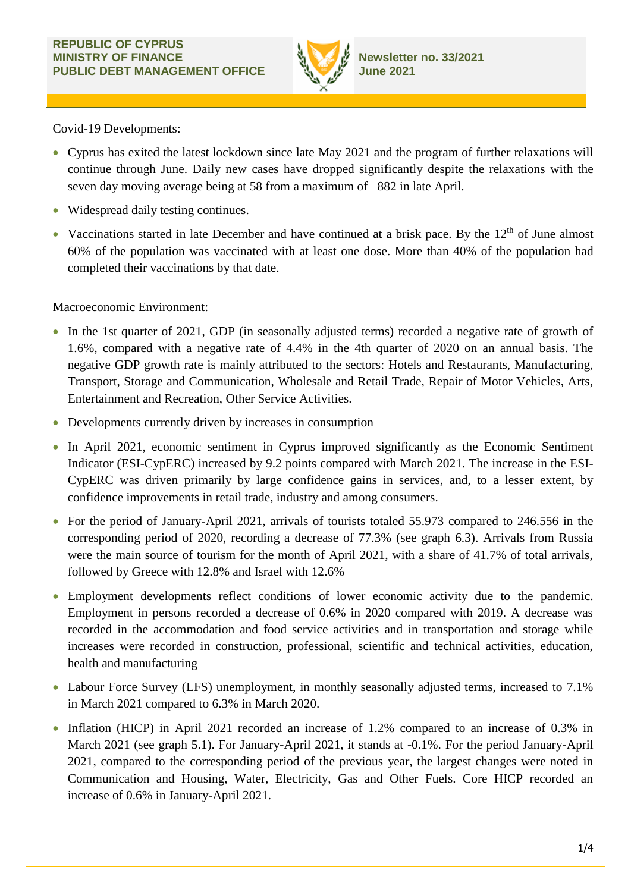REPUBLIC OF CYPRUS
MINISTRY OF FINANCE
PUBLIC DEBT MANAGEMENT OFFICE

Newsletter no. 33/2021
June 2021

## Covid-19 Developments:

- Cyprus has exited the latest lockdown since late May 2021 and the program of further relaxations will continue through June. Daily new cases have dropped significantly despite the relaxations with the seven day moving average being at 58 from a maximum of 882 in late April.
- Widespread daily testing continues.
- Vaccinations started in late December and have continued at a brisk pace. By the 12th of June almost 60% of the population was vaccinated with at least one dose. More than 40% of the population had completed their vaccinations by that date.

## Macroeconomic Environment:

- In the 1st quarter of 2021, GDP (in seasonally adjusted terms) recorded a negative rate of growth of 1.6%, compared with a negative rate of 4.4% in the 4th quarter of 2020 on an annual basis. The negative GDP growth rate is mainly attributed to the sectors: Hotels and Restaurants, Manufacturing, Transport, Storage and Communication, Wholesale and Retail Trade, Repair of Motor Vehicles, Arts, Entertainment and Recreation, Other Service Activities.
- Developments currently driven by increases in consumption
- In April 2021, economic sentiment in Cyprus improved significantly as the Economic Sentiment Indicator (ESI-CypERC) increased by 9.2 points compared with March 2021. The increase in the ESI-CypERC was driven primarily by large confidence gains in services, and, to a lesser extent, by confidence improvements in retail trade, industry and among consumers.
- For the period of January-April 2021, arrivals of tourists totaled 55.973 compared to 246.556 in the corresponding period of 2020, recording a decrease of 77.3% (see graph 6.3). Arrivals from Russia were the main source of tourism for the month of April 2021, with a share of 41.7% of total arrivals, followed by Greece with 12.8% and Israel with 12.6%
- Employment developments reflect conditions of lower economic activity due to the pandemic. Employment in persons recorded a decrease of 0.6% in 2020 compared with 2019. A decrease was recorded in the accommodation and food service activities and in transportation and storage while increases were recorded in construction, professional, scientific and technical activities, education, health and manufacturing
- Labour Force Survey (LFS) unemployment, in monthly seasonally adjusted terms, increased to 7.1% in March 2021 compared to 6.3% in March 2020.
- Inflation (HICP) in April 2021 recorded an increase of 1.2% compared to an increase of 0.3% in March 2021 (see graph 5.1). For January-April 2021, it stands at -0.1%. For the period January-April 2021, compared to the corresponding period of the previous year, the largest changes were noted in Communication and Housing, Water, Electricity, Gas and Other Fuels. Core HICP recorded an increase of 0.6% in January-April 2021.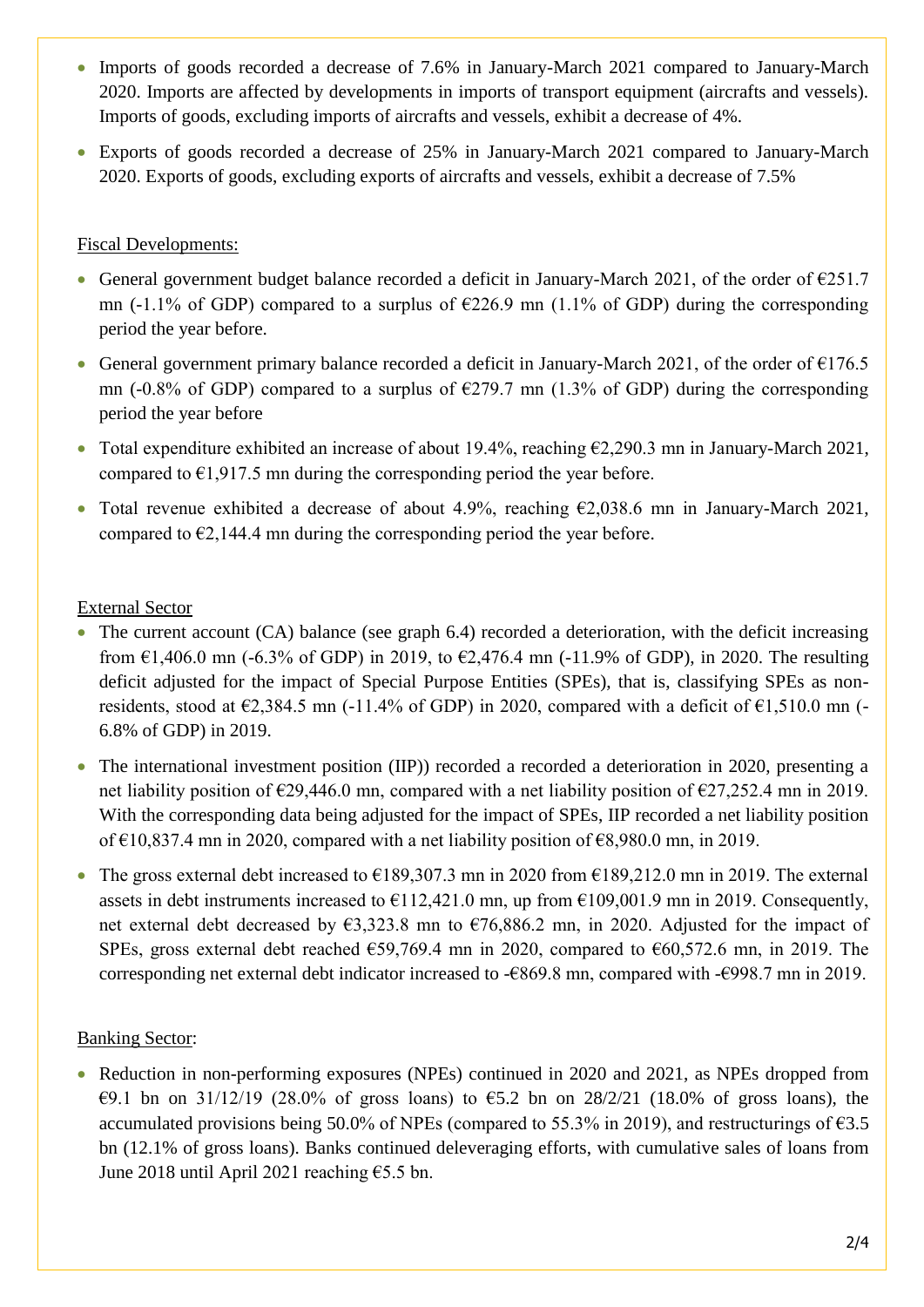- Imports of goods recorded a decrease of 7.6% in January-March 2021 compared to January-March 2020. Imports are affected by developments in imports of transport equipment (aircrafts and vessels). Imports of goods, excluding imports of aircrafts and vessels, exhibit a decrease of 4%.
- Exports of goods recorded a decrease of 25% in January-March 2021 compared to January-March 2020. Exports of goods, excluding exports of aircrafts and vessels, exhibit a decrease of 7.5%

Fiscal Developments:

- General government budget balance recorded a deficit in January-March 2021, of the order of €251.7 mn (-1.1% of GDP) compared to a surplus of €226.9 mn (1.1% of GDP) during the corresponding period the year before.
- General government primary balance recorded a deficit in January-March 2021, of the order of €176.5 mn (-0.8% of GDP) compared to a surplus of €279.7 mn (1.3% of GDP) during the corresponding period the year before
- Total expenditure exhibited an increase of about 19.4%, reaching €2,290.3 mn in January-March 2021, compared to €1,917.5 mn during the corresponding period the year before.
- Total revenue exhibited a decrease of about 4.9%, reaching €2,038.6 mn in January-March 2021, compared to €2,144.4 mn during the corresponding period the year before.

External Sector

- The current account (CA) balance (see graph 6.4) recorded a deterioration, with the deficit increasing from €1,406.0 mn (-6.3% of GDP) in 2019, to €2,476.4 mn (-11.9% of GDP), in 2020. The resulting deficit adjusted for the impact of Special Purpose Entities (SPEs), that is, classifying SPEs as non-residents, stood at €2,384.5 mn (-11.4% of GDP) in 2020, compared with a deficit of €1,510.0 mn (-6.8% of GDP) in 2019.
- The international investment position (IIP)) recorded a recorded a deterioration in 2020, presenting a net liability position of €29,446.0 mn, compared with a net liability position of €27,252.4 mn in 2019. With the corresponding data being adjusted for the impact of SPEs, IIP recorded a net liability position of €10,837.4 mn in 2020, compared with a net liability position of €8,980.0 mn, in 2019.
- The gross external debt increased to €189,307.3 mn in 2020 from €189,212.0 mn in 2019. The external assets in debt instruments increased to €112,421.0 mn, up from €109,001.9 mn in 2019. Consequently, net external debt decreased by €3,323.8 mn to €76,886.2 mn, in 2020. Adjusted for the impact of SPEs, gross external debt reached €59,769.4 mn in 2020, compared to €60,572.6 mn, in 2019. The corresponding net external debt indicator increased to -€869.8 mn, compared with -€998.7 mn in 2019.

Banking Sector:

- Reduction in non-performing exposures (NPEs) continued in 2020 and 2021, as NPEs dropped from €9.1 bn on 31/12/19 (28.0% of gross loans) to €5.2 bn on 28/2/21 (18.0% of gross loans), the accumulated provisions being 50.0% of NPEs (compared to 55.3% in 2019), and restructurings of €3.5 bn (12.1% of gross loans). Banks continued deleveraging efforts, with cumulative sales of loans from June 2018 until April 2021 reaching €5.5 bn.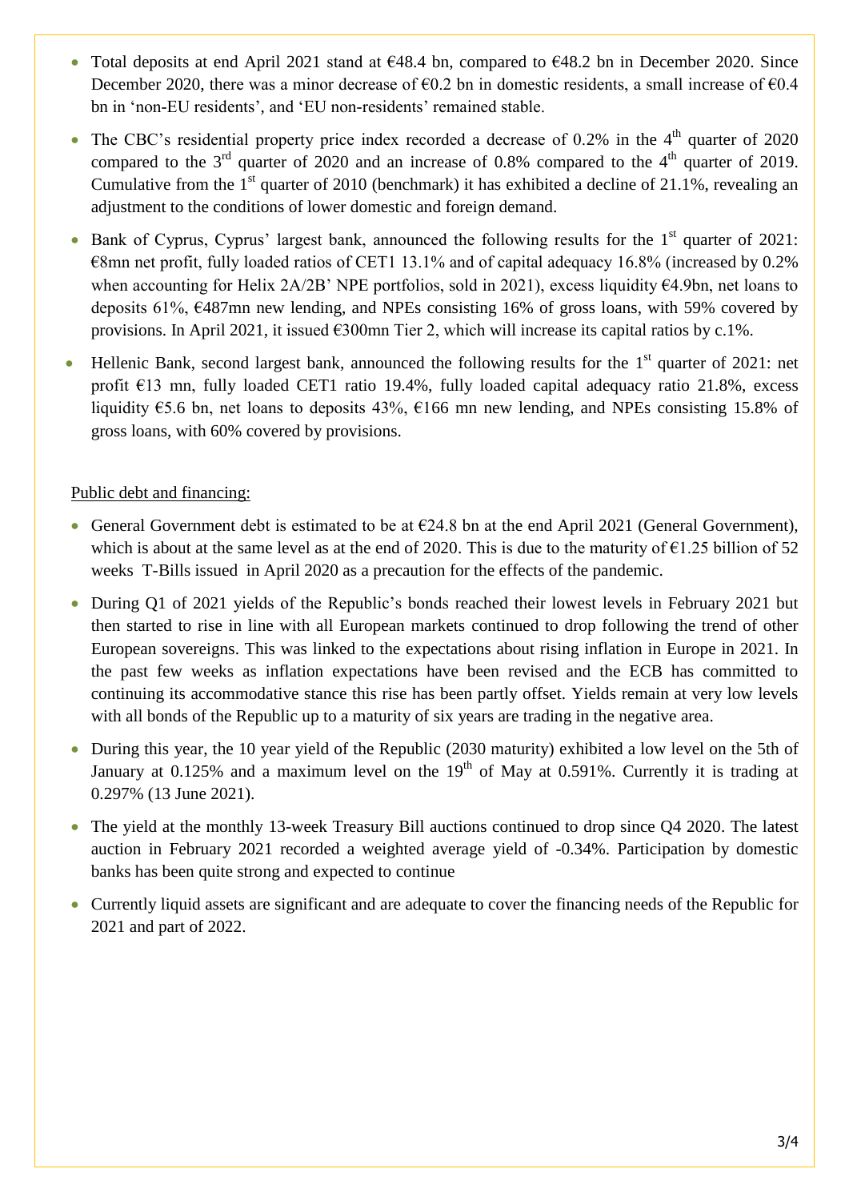- Total deposits at end April 2021 stand at €48.4 bn, compared to €48.2 bn in December 2020. Since December 2020, there was a minor decrease of €0.2 bn in domestic residents, a small increase of €0.4 bn in 'non-EU residents', and 'EU non-residents' remained stable.
- The CBC's residential property price index recorded a decrease of 0.2% in the 4th quarter of 2020 compared to the 3rd quarter of 2020 and an increase of 0.8% compared to the 4th quarter of 2019. Cumulative from the 1st quarter of 2010 (benchmark) it has exhibited a decline of 21.1%, revealing an adjustment to the conditions of lower domestic and foreign demand.
- Bank of Cyprus, Cyprus' largest bank, announced the following results for the 1st quarter of 2021: €8mn net profit, fully loaded ratios of CET1 13.1% and of capital adequacy 16.8% (increased by 0.2% when accounting for Helix 2A/2B' NPE portfolios, sold in 2021), excess liquidity €4.9bn, net loans to deposits 61%, €487mn new lending, and NPEs consisting 16% of gross loans, with 59% covered by provisions. In April 2021, it issued €300mn Tier 2, which will increase its capital ratios by c.1%.
- Hellenic Bank, second largest bank, announced the following results for the 1st quarter of 2021: net profit €13 mn, fully loaded CET1 ratio 19.4%, fully loaded capital adequacy ratio 21.8%, excess liquidity €5.6 bn, net loans to deposits 43%, €166 mn new lending, and NPEs consisting 15.8% of gross loans, with 60% covered by provisions.

Public debt and financing:

- General Government debt is estimated to be at €24.8 bn at the end April 2021 (General Government), which is about at the same level as at the end of 2020. This is due to the maturity of €1.25 billion of 52 weeks T-Bills issued in April 2020 as a precaution for the effects of the pandemic.
- During Q1 of 2021 yields of the Republic's bonds reached their lowest levels in February 2021 but then started to rise in line with all European markets continued to drop following the trend of other European sovereigns. This was linked to the expectations about rising inflation in Europe in 2021. In the past few weeks as inflation expectations have been revised and the ECB has committed to continuing its accommodative stance this rise has been partly offset. Yields remain at very low levels with all bonds of the Republic up to a maturity of six years are trading in the negative area.
- During this year, the 10 year yield of the Republic (2030 maturity) exhibited a low level on the 5th of January at 0.125% and a maximum level on the 19th of May at 0.591%. Currently it is trading at 0.297% (13 June 2021).
- The yield at the monthly 13-week Treasury Bill auctions continued to drop since Q4 2020. The latest auction in February 2021 recorded a weighted average yield of -0.34%. Participation by domestic banks has been quite strong and expected to continue
- Currently liquid assets are significant and are adequate to cover the financing needs of the Republic for 2021 and part of 2022.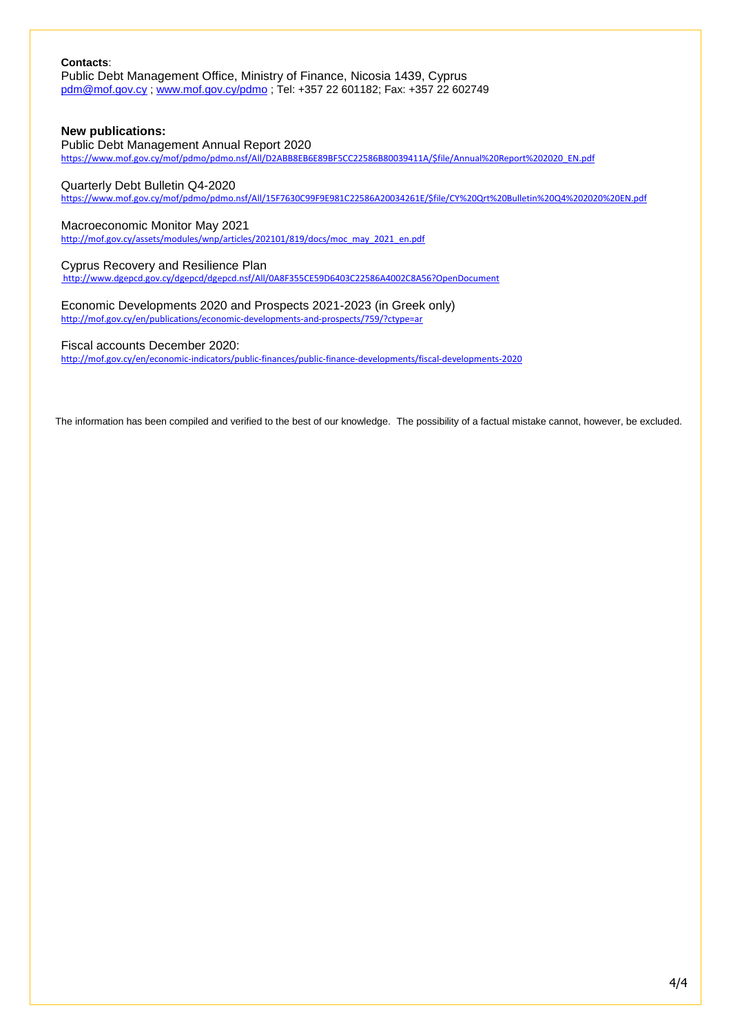**Contacts**:
Public Debt Management Office, Ministry of Finance, Nicosia 1439, Cyprus
pdm@mof.gov.cy ; www.mof.gov.cy/pdmo ; Tel: +357 22 601182; Fax: +357 22 602749

**New publications:**

Public Debt Management Annual Report 2020
https://www.mof.gov.cy/mof/pdmo/pdmo.nsf/All/D2ABB8EB6E89BF5CC22586B80039411A/$file/Annual%20Report%202020_EN.pdf

Quarterly Debt Bulletin Q4-2020
https://www.mof.gov.cy/mof/pdmo/pdmo.nsf/All/15F7630C99F9E981C22586A20034261E/$file/CY%20Qrt%20Bulletin%20Q4%202020%20EN.pdf

Macroeconomic Monitor May 2021
http://mof.gov.cy/assets/modules/wnp/articles/202101/819/docs/moc_may_2021_en.pdf

Cyprus Recovery and Resilience Plan
http://www.dgepcd.gov.cy/dgepcd/dgepcd.nsf/All/0A8F355CE59D6403C22586A4002C8A56?OpenDocument

Economic Developments 2020 and Prospects 2021-2023 (in Greek only)
http://mof.gov.cy/en/publications/economic-developments-and-prospects/759/?ctype=ar

Fiscal accounts December 2020:
http://mof.gov.cy/en/economic-indicators/public-finances/public-finance-developments/fiscal-developments-2020

The information has been compiled and verified to the best of our knowledge. The possibility of a factual mistake cannot, however, be excluded.